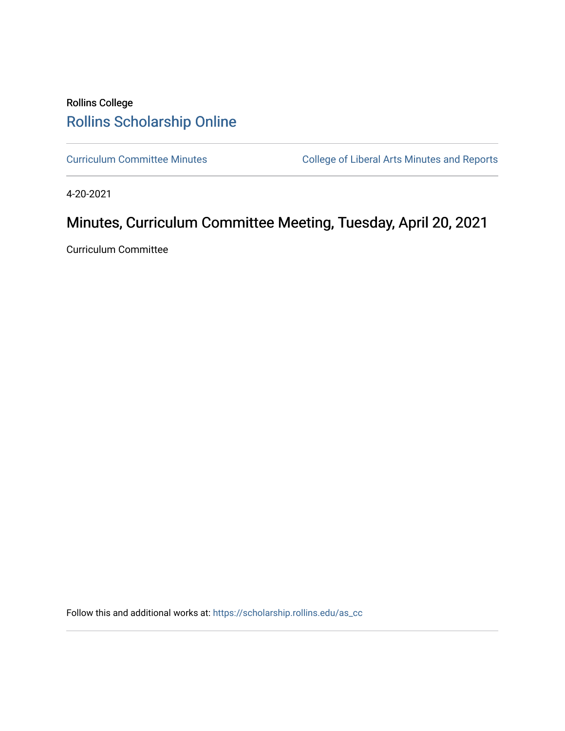Rollins College

# Rollins Scholarship Online

Curriculum Committee Minutes

College of Liberal Arts Minutes and Reports

4-20-2021

## Minutes, Curriculum Committee Meeting, Tuesday, April 20, 2021

Curriculum Committee

Follow this and additional works at: https://scholarship.rollins.edu/as_cc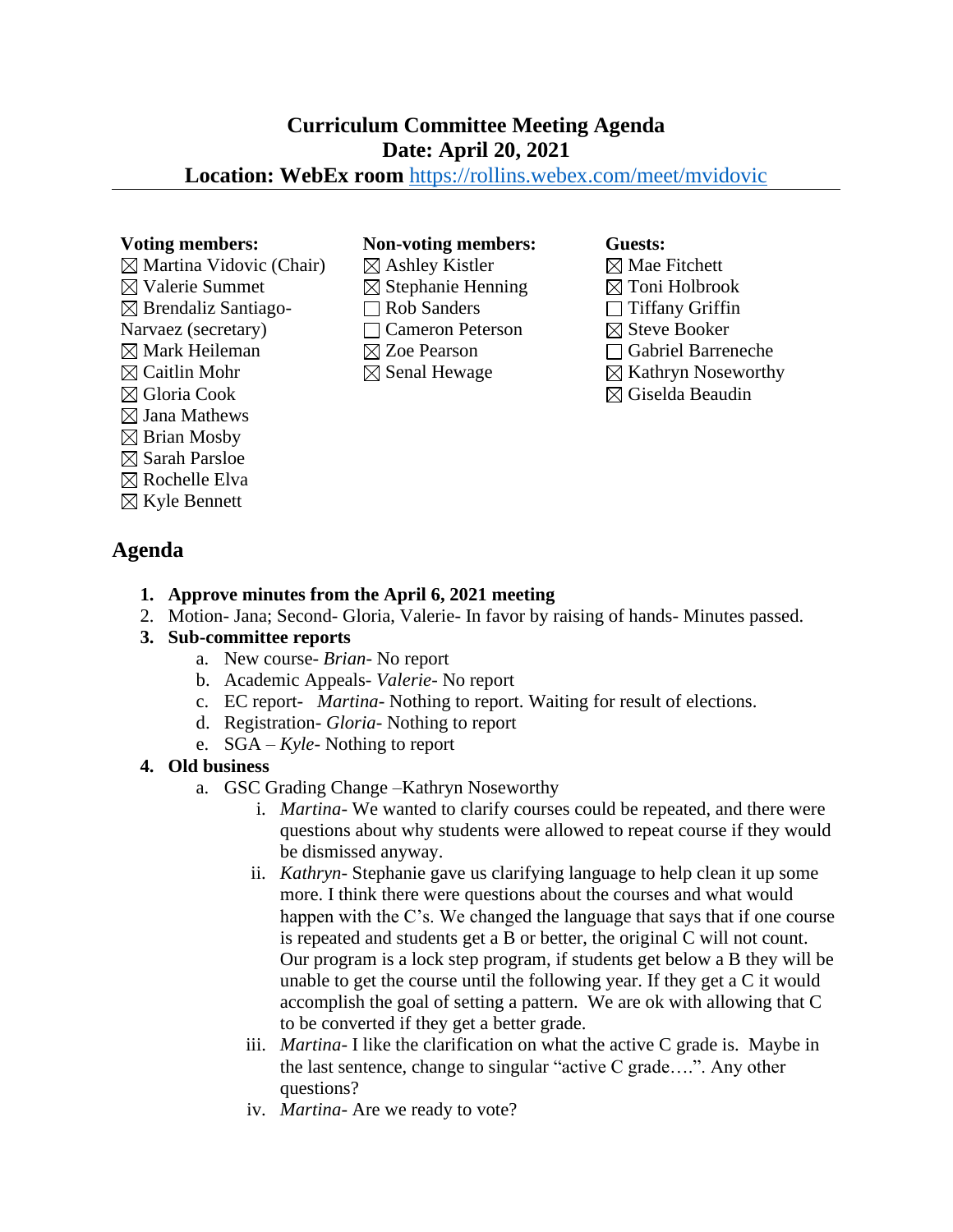# Curriculum Committee Meeting Agenda
# Date: April 20, 2021
## Location: WebEx room https://rollins.webex.com/meet/mvidovic

---

**Voting members:**
- ☒ Martina Vidovic (Chair)
- ☒ Valerie Summet
- ☒ Brendaliz Santiago-Narvaez (secretary)
- ☒ Mark Heileman
- ☒ Caitlin Mohr
- ☒ Gloria Cook
- ☒ Jana Mathews
- ☒ Brian Mosby
- ☒ Sarah Parsloe
- ☒ Rochelle Elva
- ☒ Kyle Bennett

**Non-voting members:**
- ☒ Ashley Kistler
- ☒ Stephanie Henning
- ☐ Rob Sanders
- ☐ Cameron Peterson
- ☒ Zoe Pearson
- ☒ Senal Hewage

**Guests:**
- ☒ Mae Fitchett
- ☒ Toni Holbrook
- ☐ Tiffany Griffin
- ☒ Steve Booker
- ☐ Gabriel Barreneche
- ☒ Kathryn Noseworthy
- ☒ Giselda Beaudin

## Agenda

1. **Approve minutes from the April 6, 2021 meeting**
2. Motion- Jana; Second- Gloria, Valerie- In favor by raising of hands- Minutes passed.
3. **Sub-committee reports**
   a. New course- *Brian*- No report
   b. Academic Appeals- *Valerie*- No report
   c. EC report- *Martina*- Nothing to report. Waiting for result of elections.
   d. Registration- *Gloria*- Nothing to report
   e. SGA – *Kyle*- Nothing to report
4. **Old business**
   a. GSC Grading Change –Kathryn Noseworthy
      i. *Martina*- We wanted to clarify courses could be repeated, and there were questions about why students were allowed to repeat course if they would be dismissed anyway.
      ii. *Kathryn*- Stephanie gave us clarifying language to help clean it up some more. I think there were questions about the courses and what would happen with the C's. We changed the language that says that if one course is repeated and students get a B or better, the original C will not count. Our program is a lock step program, if students get below a B they will be unable to get the course until the following year. If they get a C it would accomplish the goal of setting a pattern. We are ok with allowing that C to be converted if they get a better grade.
      iii. *Martina*- I like the clarification on what the active C grade is. Maybe in the last sentence, change to singular "active C grade….". Any other questions?
      iv. *Martina*- Are we ready to vote?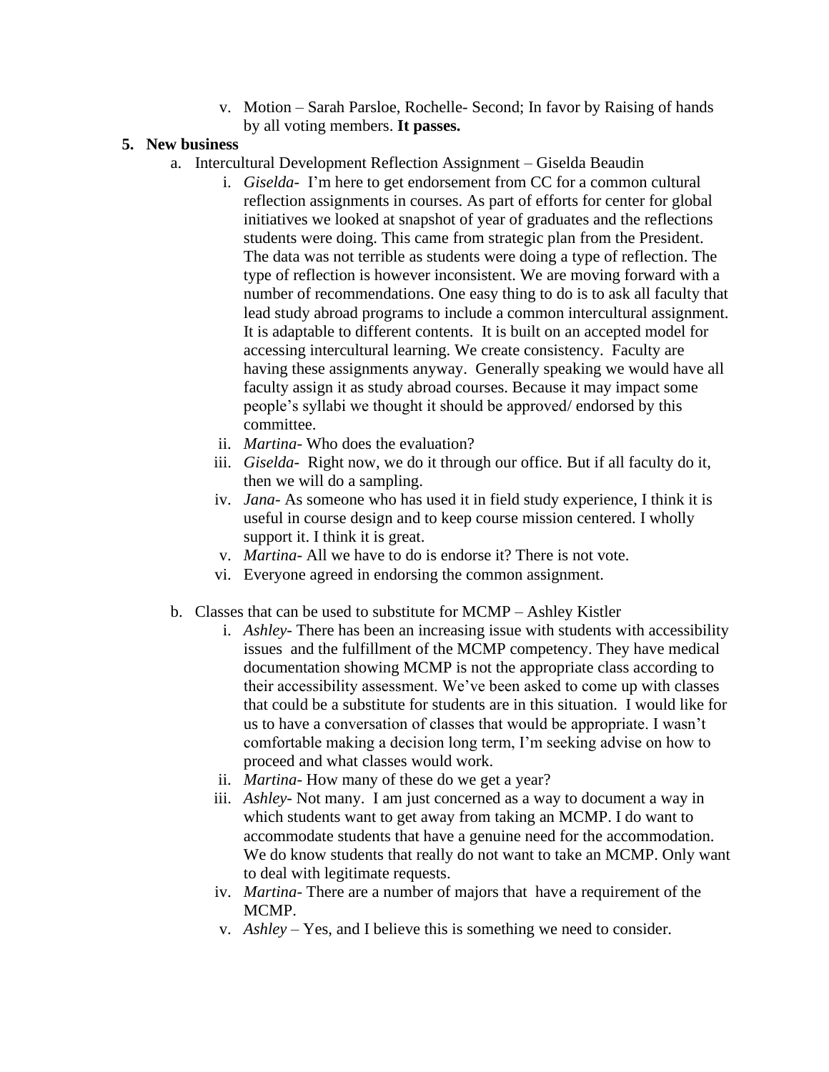v. Motion – Sarah Parsloe, Rochelle- Second; In favor by Raising of hands by all voting members. **It passes.**

5. **New business**
   a. Intercultural Development Reflection Assignment – Giselda Beaudin
      i. *Giselda*- I'm here to get endorsement from CC for a common cultural reflection assignments in courses. As part of efforts for center for global initiatives we looked at snapshot of year of graduates and the reflections students were doing. This came from strategic plan from the President. The data was not terrible as students were doing a type of reflection. The type of reflection is however inconsistent. We are moving forward with a number of recommendations. One easy thing to do is to ask all faculty that lead study abroad programs to include a common intercultural assignment. It is adaptable to different contents. It is built on an accepted model for accessing intercultural learning. We create consistency. Faculty are having these assignments anyway. Generally speaking we would have all faculty assign it as study abroad courses. Because it may impact some people's syllabi we thought it should be approved/ endorsed by this committee.
      ii. *Martina*- Who does the evaluation?
      iii. *Giselda*- Right now, we do it through our office. But if all faculty do it, then we will do a sampling.
      iv. *Jana*- As someone who has used it in field study experience, I think it is useful in course design and to keep course mission centered. I wholly support it. I think it is great.
      v. *Martina*- All we have to do is endorse it? There is not vote.
      vi. Everyone agreed in endorsing the common assignment.

   b. Classes that can be used to substitute for MCMP – Ashley Kistler
      i. *Ashley*- There has been an increasing issue with students with accessibility issues and the fulfillment of the MCMP competency. They have medical documentation showing MCMP is not the appropriate class according to their accessibility assessment. We've been asked to come up with classes that could be a substitute for students are in this situation. I would like for us to have a conversation of classes that would be appropriate. I wasn't comfortable making a decision long term, I'm seeking advise on how to proceed and what classes would work.
      ii. *Martina*- How many of these do we get a year?
      iii. *Ashley*- Not many. I am just concerned as a way to document a way in which students want to get away from taking an MCMP. I do want to accommodate students that have a genuine need for the accommodation. We do know students that really do not want to take an MCMP. Only want to deal with legitimate requests.
      iv. *Martina*- There are a number of majors that have a requirement of the MCMP.
      v. *Ashley* – Yes, and I believe this is something we need to consider.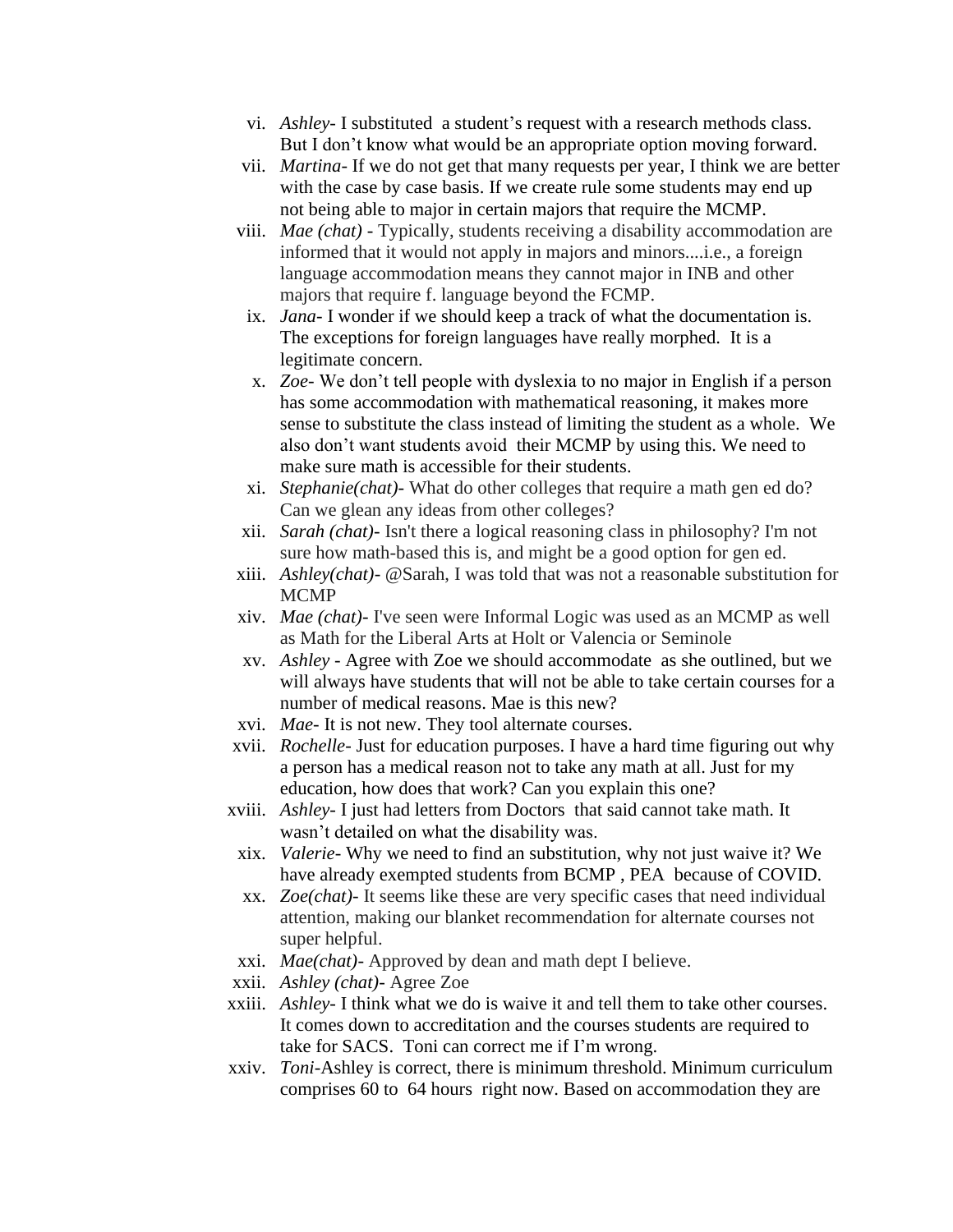vi. *Ashley*- I substituted a student's request with a research methods class. But I don't know what would be an appropriate option moving forward.

vii. *Martina*- If we do not get that many requests per year, I think we are better with the case by case basis. If we create rule some students may end up not being able to major in certain majors that require the MCMP.

viii. *Mae (chat)* - Typically, students receiving a disability accommodation are informed that it would not apply in majors and minors....i.e., a foreign language accommodation means they cannot major in INB and other majors that require f. language beyond the FCMP.

ix. *Jana*- I wonder if we should keep a track of what the documentation is. The exceptions for foreign languages have really morphed. It is a legitimate concern.

x. *Zoe*- We don't tell people with dyslexia to no major in English if a person has some accommodation with mathematical reasoning, it makes more sense to substitute the class instead of limiting the student as a whole. We also don't want students avoid their MCMP by using this. We need to make sure math is accessible for their students.

xi. *Stephanie(chat)*- What do other colleges that require a math gen ed do? Can we glean any ideas from other colleges?

xii. *Sarah (chat)*- Isn't there a logical reasoning class in philosophy? I'm not sure how math-based this is, and might be a good option for gen ed.

xiii. *Ashley(chat)*- @Sarah, I was told that was not a reasonable substitution for MCMP

xiv. *Mae (chat)*- I've seen were Informal Logic was used as an MCMP as well as Math for the Liberal Arts at Holt or Valencia or Seminole

xv. *Ashley* - Agree with Zoe we should accommodate as she outlined, but we will always have students that will not be able to take certain courses for a number of medical reasons. Mae is this new?

xvi. *Mae*- It is not new. They tool alternate courses.

xvii. *Rochelle*- Just for education purposes. I have a hard time figuring out why a person has a medical reason not to take any math at all. Just for my education, how does that work? Can you explain this one?

xviii. *Ashley*- I just had letters from Doctors that said cannot take math. It wasn't detailed on what the disability was.

xix. *Valerie*- Why we need to find an substitution, why not just waive it? We have already exempted students from BCMP , PEA because of COVID.

xx. *Zoe(chat)*- It seems like these are very specific cases that need individual attention, making our blanket recommendation for alternate courses not super helpful.

xxi. *Mae(chat)*- Approved by dean and math dept I believe.

xxii. *Ashley (chat)*- Agree Zoe

xxiii. *Ashley*- I think what we do is waive it and tell them to take other courses. It comes down to accreditation and the courses students are required to take for SACS. Toni can correct me if I'm wrong.

xxiv. *Toni*-Ashley is correct, there is minimum threshold. Minimum curriculum comprises 60 to 64 hours right now. Based on accommodation they are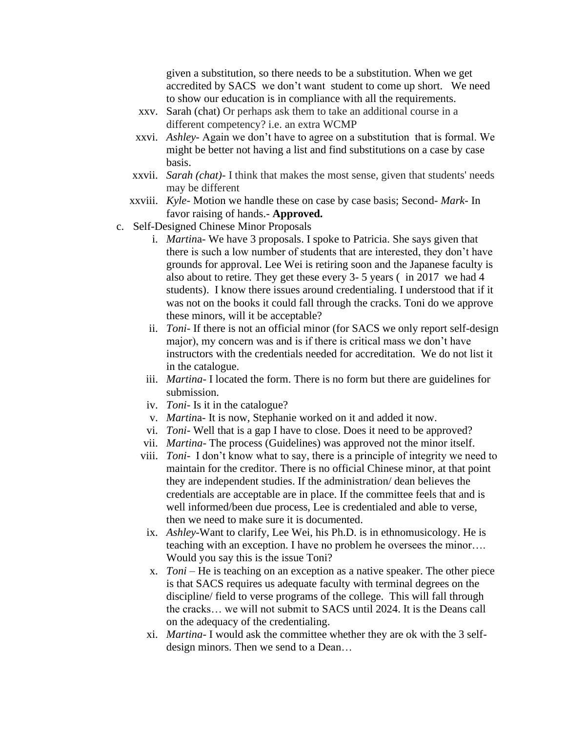given a substitution, so there needs to be a substitution. When we get accredited by SACS we don't want student to come up short. We need to show our education is in compliance with all the requirements.

xxv. Sarah (chat) Or perhaps ask them to take an additional course in a different competency? i.e. an extra WCMP

xxvi. *Ashley*- Again we don't have to agree on a substitution that is formal. We might be better not having a list and find substitutions on a case by case basis.

xxvii. *Sarah (chat)*- I think that makes the most sense, given that students' needs may be different

xxviii. *Kyle*- Motion we handle these on case by case basis; Second- *Mark*- In favor raising of hands.- **Approved.**

c. Self-Designed Chinese Minor Proposals

i. *Martin*a- We have 3 proposals. I spoke to Patricia. She says given that there is such a low number of students that are interested, they don't have grounds for approval. Lee Wei is retiring soon and the Japanese faculty is also about to retire. They get these every 3- 5 years ( in 2017 we had 4 students). I know there issues around credentialing. I understood that if it was not on the books it could fall through the cracks. Toni do we approve these minors, will it be acceptable?

ii. *Toni*- If there is not an official minor (for SACS we only report self-design major), my concern was and is if there is critical mass we don't have instructors with the credentials needed for accreditation. We do not list it in the catalogue.

iii. *Martina*- I located the form. There is no form but there are guidelines for submission.

iv. *Toni*- Is it in the catalogue?

v. *Martin*a- It is now, Stephanie worked on it and added it now.

vi. *Toni*- Well that is a gap I have to close. Does it need to be approved?

vii. *Martina*- The process (Guidelines) was approved not the minor itself.

viii. *Toni*- I don't know what to say, there is a principle of integrity we need to maintain for the creditor. There is no official Chinese minor, at that point they are independent studies. If the administration/ dean believes the credentials are acceptable are in place. If the committee feels that and is well informed/been due process, Lee is credentialed and able to verse, then we need to make sure it is documented.

ix. *Ashley*-Want to clarify, Lee Wei, his Ph.D. is in ethnomusicology. He is teaching with an exception. I have no problem he oversees the minor…. Would you say this is the issue Toni?

x. *Toni* – He is teaching on an exception as a native speaker. The other piece is that SACS requires us adequate faculty with terminal degrees on the discipline/ field to verse programs of the college. This will fall through the cracks… we will not submit to SACS until 2024. It is the Deans call on the adequacy of the credentialing.

xi. *Martina*- I would ask the committee whether they are ok with the 3 self-design minors. Then we send to a Dean…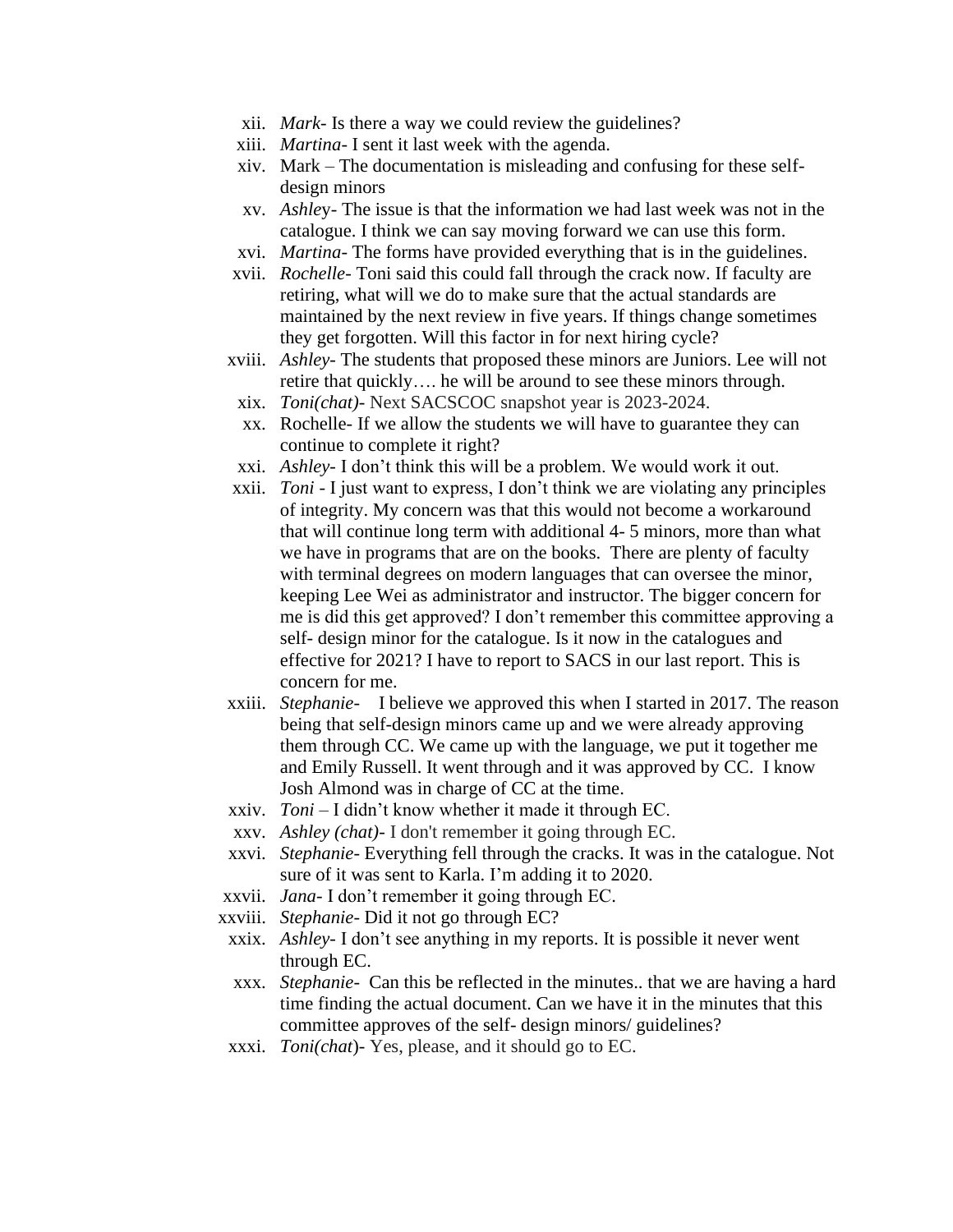xii. *Mark*- Is there a way we could review the guidelines?

xiii. *Martina*- I sent it last week with the agenda.

xiv. Mark – The documentation is misleading and confusing for these self-design minors

xv. *Ashley*- The issue is that the information we had last week was not in the catalogue. I think we can say moving forward we can use this form.

xvi. *Martina*- The forms have provided everything that is in the guidelines.

xvii. *Rochelle*- Toni said this could fall through the crack now. If faculty are retiring, what will we do to make sure that the actual standards are maintained by the next review in five years. If things change sometimes they get forgotten. Will this factor in for next hiring cycle?

xviii. *Ashley*- The students that proposed these minors are Juniors. Lee will not retire that quickly…. he will be around to see these minors through.

xix. *Toni(chat)*- Next SACSCOC snapshot year is 2023-2024.

xx. Rochelle- If we allow the students we will have to guarantee they can continue to complete it right?

xxi. *Ashley*- I don't think this will be a problem. We would work it out.

xxii. *Toni* - I just want to express, I don't think we are violating any principles of integrity. My concern was that this would not become a workaround that will continue long term with additional 4- 5 minors, more than what we have in programs that are on the books. There are plenty of faculty with terminal degrees on modern languages that can oversee the minor, keeping Lee Wei as administrator and instructor. The bigger concern for me is did this get approved? I don't remember this committee approving a self- design minor for the catalogue. Is it now in the catalogues and effective for 2021? I have to report to SACS in our last report. This is concern for me.

xxiii. *Stephanie*- I believe we approved this when I started in 2017. The reason being that self-design minors came up and we were already approving them through CC. We came up with the language, we put it together me and Emily Russell. It went through and it was approved by CC. I know Josh Almond was in charge of CC at the time.

xxiv. *Toni* – I didn't know whether it made it through EC.

xxv. *Ashley (chat)*- I don't remember it going through EC.

xxvi. *Stephanie*- Everything fell through the cracks. It was in the catalogue. Not sure of it was sent to Karla. I'm adding it to 2020.

xxvii. *Jana*- I don't remember it going through EC.

xxviii. *Stephanie*- Did it not go through EC?

xxix. *Ashley*- I don't see anything in my reports. It is possible it never went through EC.

xxx. *Stephanie*- Can this be reflected in the minutes.. that we are having a hard time finding the actual document. Can we have it in the minutes that this committee approves of the self- design minors/ guidelines?

xxxi. *Toni(chat)*- Yes, please, and it should go to EC.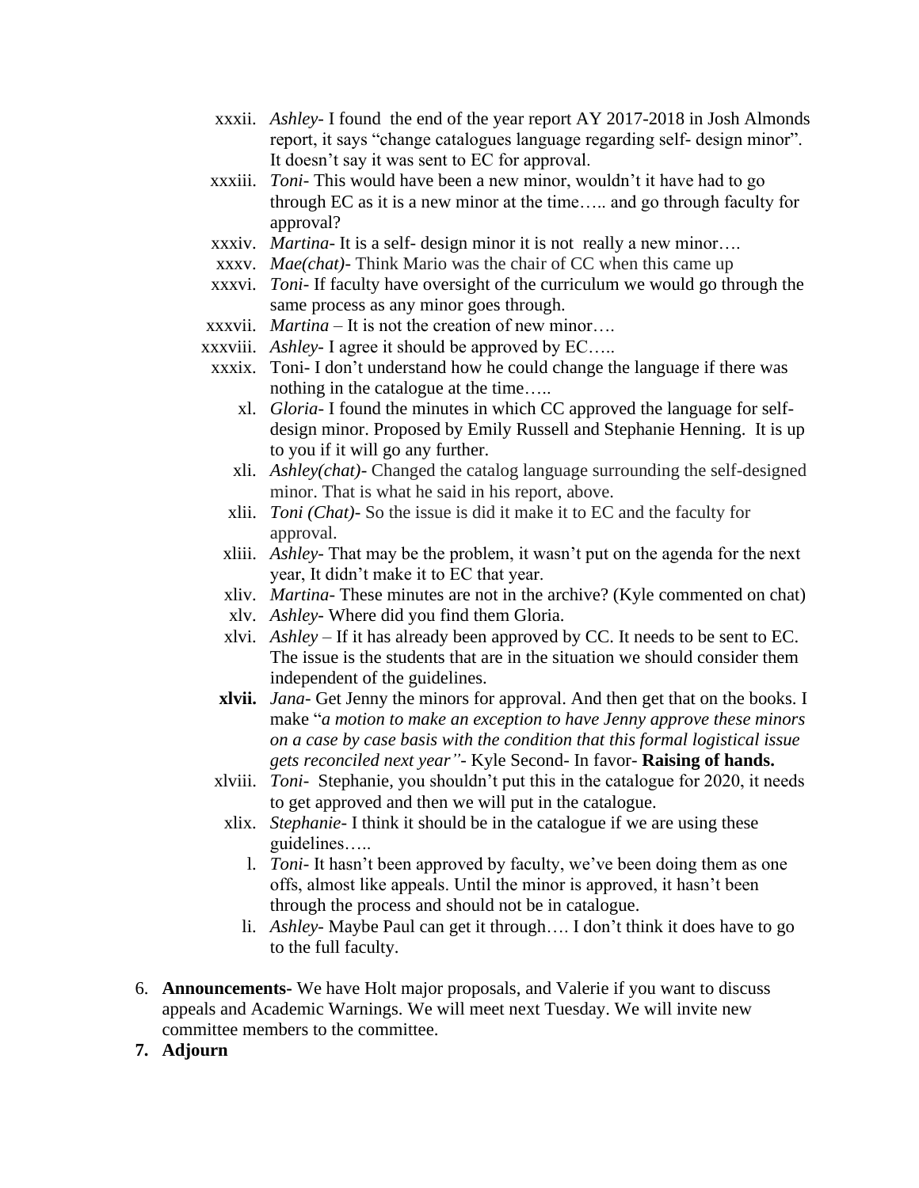xxxii. *Ashley*- I found the end of the year report AY 2017-2018 in Josh Almonds report, it says "change catalogues language regarding self- design minor". It doesn't say it was sent to EC for approval.

xxxiii. *Toni*- This would have been a new minor, wouldn't it have had to go through EC as it is a new minor at the time….. and go through faculty for approval?

xxxiv. *Martina*- It is a self- design minor it is not really a new minor….

xxxv. *Mae(chat)*- Think Mario was the chair of CC when this came up

xxxvi. *Toni*- If faculty have oversight of the curriculum we would go through the same process as any minor goes through.

xxxvii. *Martina* – It is not the creation of new minor….

xxxviii. *Ashley*- I agree it should be approved by EC…..

xxxix. Toni- I don't understand how he could change the language if there was nothing in the catalogue at the time…..

xl. *Gloria*- I found the minutes in which CC approved the language for self-design minor. Proposed by Emily Russell and Stephanie Henning. It is up to you if it will go any further.

xli. *Ashley(chat)*- Changed the catalog language surrounding the self-designed minor. That is what he said in his report, above.

xlii. *Toni (Chat)*- So the issue is did it make it to EC and the faculty for approval.

xliii. *Ashley*- That may be the problem, it wasn't put on the agenda for the next year, It didn't make it to EC that year.

xliv. *Martina*- These minutes are not in the archive? (Kyle commented on chat)

xlv. *Ashley*- Where did you find them Gloria.

xlvi. *Ashley* – If it has already been approved by CC. It needs to be sent to EC. The issue is the students that are in the situation we should consider them independent of the guidelines.

**xlvii.** *Jana*- Get Jenny the minors for approval. And then get that on the books. I make "*a motion to make an exception to have Jenny approve these minors on a case by case basis with the condition that this formal logistical issue gets reconciled next year"*- Kyle Second- In favor- **Raising of hands.**

xlviii. *Toni*- Stephanie, you shouldn't put this in the catalogue for 2020, it needs to get approved and then we will put in the catalogue.

xlix. *Stephanie*- I think it should be in the catalogue if we are using these guidelines…..

l. *Toni*- It hasn't been approved by faculty, we've been doing them as one offs, almost like appeals. Until the minor is approved, it hasn't been through the process and should not be in catalogue.

li. *Ashley*- Maybe Paul can get it through…. I don't think it does have to go to the full faculty.

6. **Announcements**- We have Holt major proposals, and Valerie if you want to discuss appeals and Academic Warnings. We will meet next Tuesday. We will invite new committee members to the committee.
7. **Adjourn**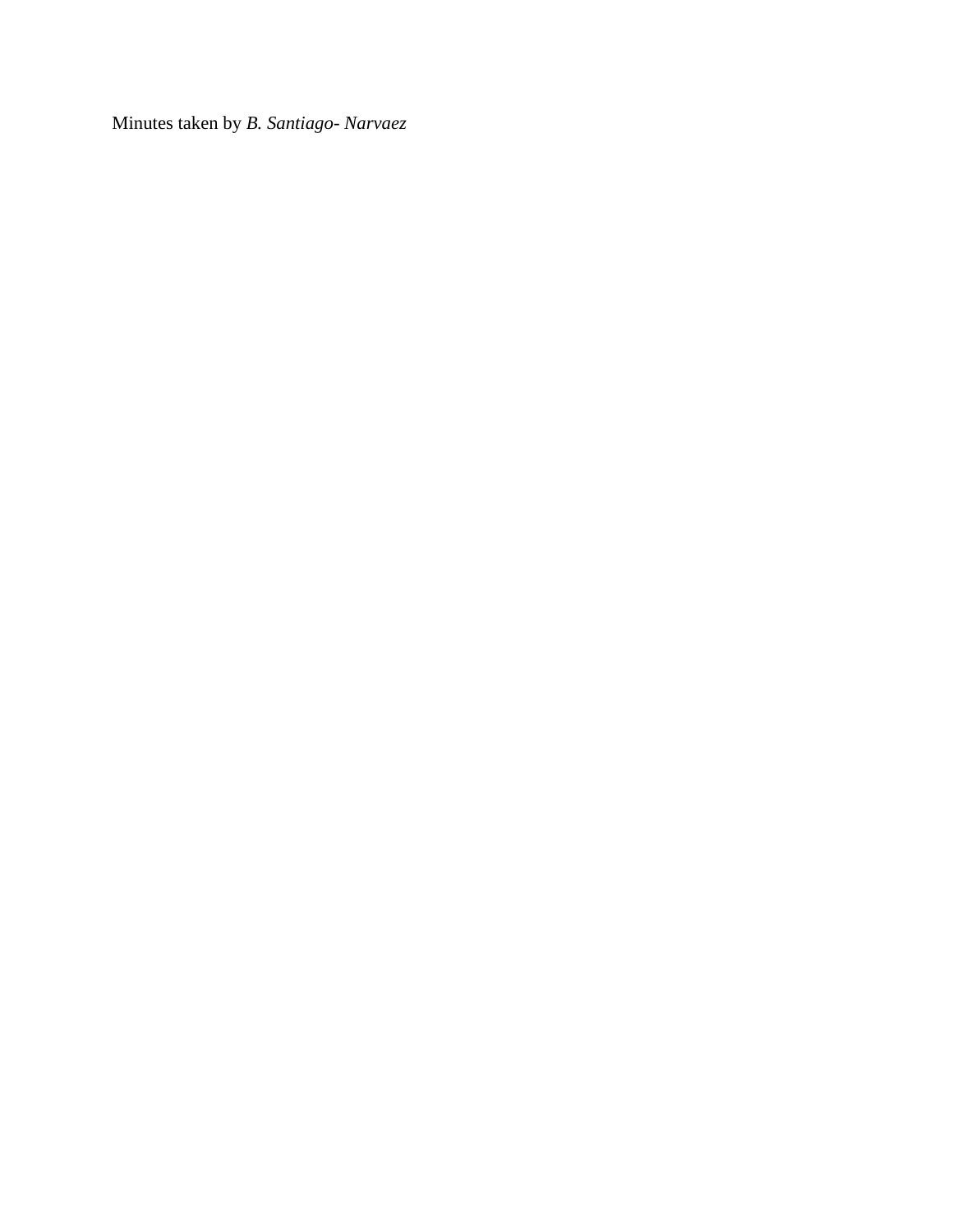Minutes taken by *B. Santiago- Narvaez*